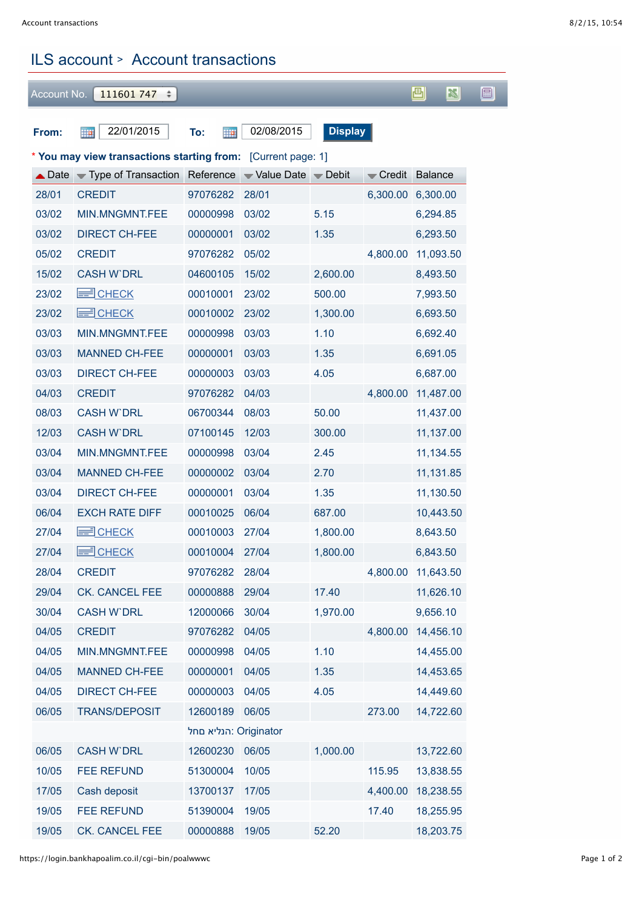# ILS account > Account transactions

Account No. 111601 747

**From:** 22/01/2015 **To:** 02/08/2015 **Display**

\* **You may view transactions starting from:** [Current page: 1]

| Date | Type of Transaction | Reference | Value Date | Debit | Credit | Balance |
|---|---|---|---|---|---|---|
| 28/01 | CREDIT | 97076282 | 28/01 | | 6,300.00 | 6,300.00 |
| 03/02 | MIN.MNGMNT.FEE | 00000998 | 03/02 | 5.15 | | 6,294.85 |
| 03/02 | DIRECT CH-FEE | 00000001 | 03/02 | 1.35 | | 6,293.50 |
| 05/02 | CREDIT | 97076282 | 05/02 | | 4,800.00 | 11,093.50 |
| 15/02 | CASH W`DRL | 04600105 | 15/02 | 2,600.00 | | 8,493.50 |
| 23/02 | CHECK | 00010001 | 23/02 | 500.00 | | 7,993.50 |
| 23/02 | CHECK | 00010002 | 23/02 | 1,300.00 | | 6,693.50 |
| 03/03 | MIN.MNGMNT.FEE | 00000998 | 03/03 | 1.10 | | 6,692.40 |
| 03/03 | MANNED CH-FEE | 00000001 | 03/03 | 1.35 | | 6,691.05 |
| 03/03 | DIRECT CH-FEE | 00000003 | 03/03 | 4.05 | | 6,687.00 |
| 04/03 | CREDIT | 97076282 | 04/03 | | 4,800.00 | 11,487.00 |
| 08/03 | CASH W`DRL | 06700344 | 08/03 | 50.00 | | 11,437.00 |
| 12/03 | CASH W`DRL | 07100145 | 12/03 | 300.00 | | 11,137.00 |
| 03/04 | MIN.MNGMNT.FEE | 00000998 | 03/04 | 2.45 | | 11,134.55 |
| 03/04 | MANNED CH-FEE | 00000002 | 03/04 | 2.70 | | 11,131.85 |
| 03/04 | DIRECT CH-FEE | 00000001 | 03/04 | 1.35 | | 11,130.50 |
| 06/04 | EXCH RATE DIFF | 00010025 | 06/04 | 687.00 | | 10,443.50 |
| 27/04 | CHECK | 00010003 | 27/04 | 1,800.00 | | 8,643.50 |
| 27/04 | CHECK | 00010004 | 27/04 | 1,800.00 | | 6,843.50 |
| 28/04 | CREDIT | 97076282 | 28/04 | | 4,800.00 | 11,643.50 |
| 29/04 | CK. CANCEL FEE | 00000888 | 29/04 | 17.40 | | 11,626.10 |
| 30/04 | CASH W`DRL | 12000066 | 30/04 | 1,970.00 | | 9,656.10 |
| 04/05 | CREDIT | 97076282 | 04/05 | | 4,800.00 | 14,456.10 |
| 04/05 | MIN.MNGMNT.FEE | 00000998 | 04/05 | 1.10 | | 14,455.00 |
| 04/05 | MANNED CH-FEE | 00000001 | 04/05 | 1.35 | | 14,453.65 |
| 04/05 | DIRECT CH-FEE | 00000003 | 04/05 | 4.05 | | 14,449.60 |
| 06/05 | TRANS/DEPOSIT | 12600189 | 06/05 | | 273.00 | 14,722.60 |
| | | הנליא מחב: Originator | | | | |
| 06/05 | CASH W`DRL | 12600230 | 06/05 | 1,000.00 | | 13,722.60 |
| 10/05 | FEE REFUND | 51300004 | 10/05 | | 115.95 | 13,838.55 |
| 17/05 | Cash deposit | 13700137 | 17/05 | | 4,400.00 | 18,238.55 |
| 19/05 | FEE REFUND | 51390004 | 19/05 | | 17.40 | 18,255.95 |
| 19/05 | CK. CANCEL FEE | 00000888 | 19/05 | 52.20 | | 18,203.75 |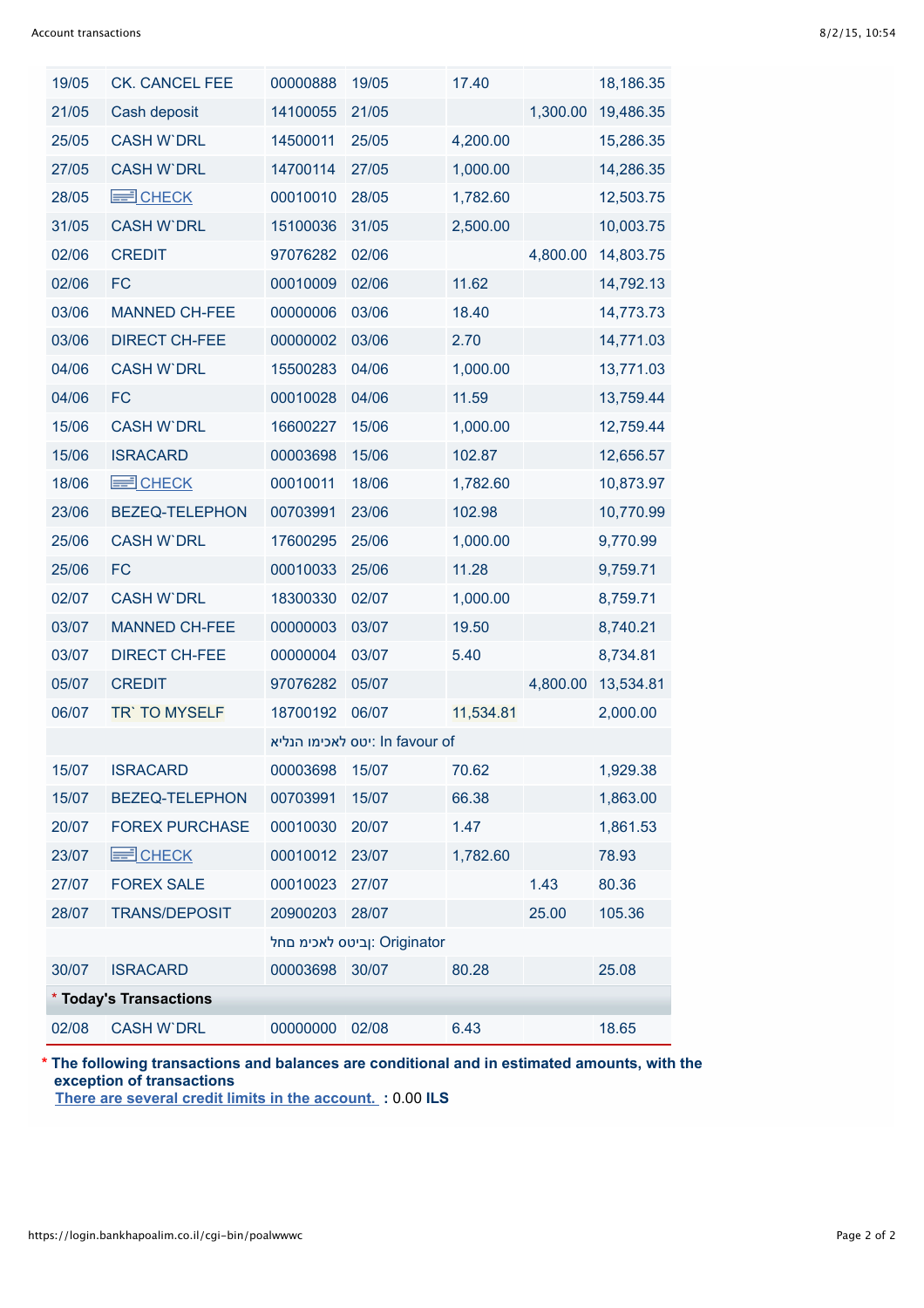| | | | | | | |
|---|---|---|---|---|---|---|
| 19/05 | CK. CANCEL FEE | 00000888 | 19/05 | 17.40 | | 18,186.35 |
| 21/05 | Cash deposit | 14100055 | 21/05 | | 1,300.00 | 19,486.35 |
| 25/05 | CASH W`DRL | 14500011 | 25/05 | 4,200.00 | | 15,286.35 |
| 27/05 | CASH W`DRL | 14700114 | 27/05 | 1,000.00 | | 14,286.35 |
| 28/05 | CHECK | 00010010 | 28/05 | 1,782.60 | | 12,503.75 |
| 31/05 | CASH W`DRL | 15100036 | 31/05 | 2,500.00 | | 10,003.75 |
| 02/06 | CREDIT | 97076282 | 02/06 | | 4,800.00 | 14,803.75 |
| 02/06 | FC | 00010009 | 02/06 | 11.62 | | 14,792.13 |
| 03/06 | MANNED CH-FEE | 00000006 | 03/06 | 18.40 | | 14,773.73 |
| 03/06 | DIRECT CH-FEE | 00000002 | 03/06 | 2.70 | | 14,771.03 |
| 04/06 | CASH W`DRL | 15500283 | 04/06 | 1,000.00 | | 13,771.03 |
| 04/06 | FC | 00010028 | 04/06 | 11.59 | | 13,759.44 |
| 15/06 | CASH W`DRL | 16600227 | 15/06 | 1,000.00 | | 12,759.44 |
| 15/06 | ISRACARD | 00003698 | 15/06 | 102.87 | | 12,656.57 |
| 18/06 | CHECK | 00010011 | 18/06 | 1,782.60 | | 10,873.97 |
| 23/06 | BEZEQ-TELEPHON | 00703991 | 23/06 | 102.98 | | 10,770.99 |
| 25/06 | CASH W`DRL | 17600295 | 25/06 | 1,000.00 | | 9,770.99 |
| 25/06 | FC | 00010033 | 25/06 | 11.28 | | 9,759.71 |
| 02/07 | CASH W`DRL | 18300330 | 02/07 | 1,000.00 | | 8,759.71 |
| 03/07 | MANNED CH-FEE | 00000003 | 03/07 | 19.50 | | 8,740.21 |
| 03/07 | DIRECT CH-FEE | 00000004 | 03/07 | 5.40 | | 8,734.81 |
| 05/07 | CREDIT | 97076282 | 05/07 | | 4,800.00 | 13,534.81 |
| 06/07 | TR` TO MYSELF | 18700192 | 06/07 | 11,534.81 | | 2,000.00 |
| | | In favour of :יטס לאכימו הנליא | | | | |
| 15/07 | ISRACARD | 00003698 | 15/07 | 70.62 | | 1,929.38 |
| 15/07 | BEZEQ-TELEPHON | 00703991 | 15/07 | 66.38 | | 1,863.00 |
| 20/07 | FOREX PURCHASE | 00010030 | 20/07 | 1.47 | | 1,861.53 |
| 23/07 | CHECK | 00010012 | 23/07 | 1,782.60 | | 78.93 |
| 27/07 | FOREX SALE | 00010023 | 27/07 | | 1.43 | 80.36 |
| 28/07 | TRANS/DEPOSIT | 20900203 | 28/07 | | 25.00 | 105.36 |
| | | Originator :ןביטס לאכימ מחל | | | | |
| 30/07 | ISRACARD | 00003698 | 30/07 | 80.28 | | 25.08 |
| * **Today's Transactions** | | | | | | |
| 02/08 | CASH W`DRL | 00000000 | 02/08 | 6.43 | | 18.65 |

\* **The following transactions and balances are conditional and in estimated amounts, with the exception of transactions**

There are several credit limits in the account. : 0.00 **ILS**